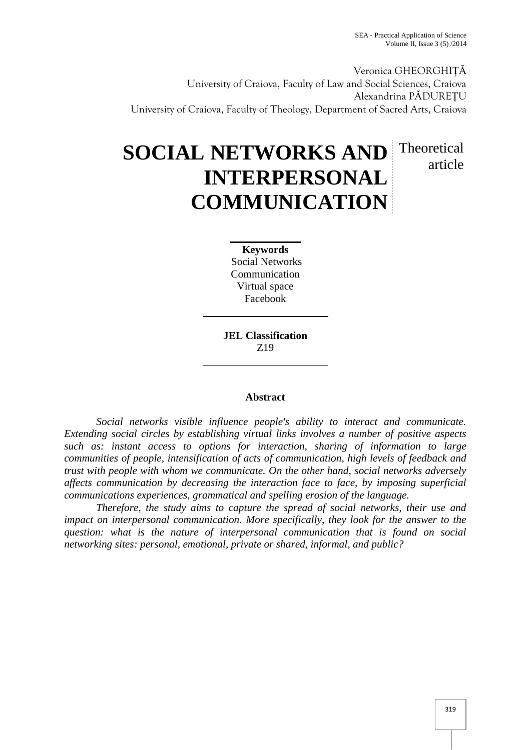Veronica GHEORGHIȚĂ
University of Craiova, Faculty of Law and Social Sciences, Craiova
Alexandrina PĂDUREȚU
University of Craiova, Faculty of Theology, Department of Sacred Arts, Craiova

# SOCIAL NETWORKS AND INTERPERSONAL COMMUNICATION

Theoretical article

**Keywords**
Social Networks
Communication
Virtual space
Facebook

**JEL Classification**
Z19

## Abstract

*Social networks visible influence people's ability to interact and communicate. Extending social circles by establishing virtual links involves a number of positive aspects such as: instant access to options for interaction, sharing of information to large communities of people, intensification of acts of communication, high levels of feedback and trust with people with whom we communicate. On the other hand, social networks adversely affects communication by decreasing the interaction face to face, by imposing superficial communications experiences, grammatical and spelling erosion of the language.*

*Therefore, the study aims to capture the spread of social networks, their use and impact on interpersonal communication. More specifically, they look for the answer to the question: what is the nature of interpersonal communication that is found on social networking sites: personal, emotional, private or shared, informal, and public?*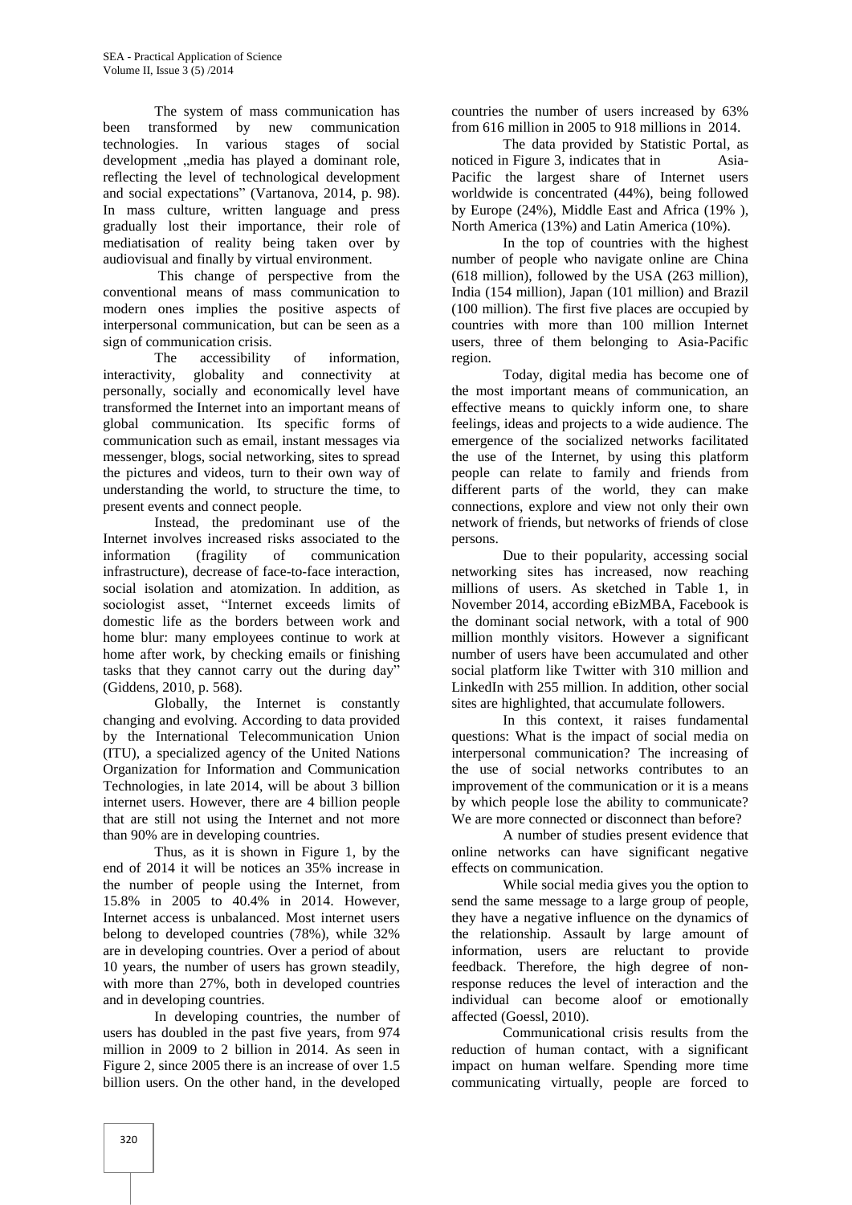The system of mass communication has been transformed by new communication technologies. In various stages of social development „media has played a dominant role, reflecting the level of technological development and social expectations" (Vartanova, 2014, p. 98). In mass culture, written language and press gradually lost their importance, their role of mediatisation of reality being taken over by audiovisual and finally by virtual environment.

This change of perspective from the conventional means of mass communication to modern ones implies the positive aspects of interpersonal communication, but can be seen as a sign of communication crisis.

The accessibility of information, interactivity, globality and connectivity at personally, socially and economically level have transformed the Internet into an important means of global communication. Its specific forms of communication such as email, instant messages via messenger, blogs, social networking, sites to spread the pictures and videos, turn to their own way of understanding the world, to structure the time, to present events and connect people.

Instead, the predominant use of the Internet involves increased risks associated to the information (fragility of communication infrastructure), decrease of face-to-face interaction, social isolation and atomization. In addition, as sociologist asset, "Internet exceeds limits of domestic life as the borders between work and home blur: many employees continue to work at home after work, by checking emails or finishing tasks that they cannot carry out the during day" (Giddens, 2010, p. 568).

Globally, the Internet is constantly changing and evolving. According to data provided by the International Telecommunication Union (ITU), a specialized agency of the United Nations Organization for Information and Communication Technologies, in late 2014, will be about 3 billion internet users. However, there are 4 billion people that are still not using the Internet and not more than 90% are in developing countries.

Thus, as it is shown in Figure 1, by the end of 2014 it will be notices an 35% increase in the number of people using the Internet, from 15.8% in 2005 to 40.4% in 2014. However, Internet access is unbalanced. Most internet users belong to developed countries (78%), while 32% are in developing countries. Over a period of about 10 years, the number of users has grown steadily, with more than 27%, both in developed countries and in developing countries.

In developing countries, the number of users has doubled in the past five years, from 974 million in 2009 to 2 billion in 2014. As seen in Figure 2, since 2005 there is an increase of over 1.5 billion users. On the other hand, in the developed countries the number of users increased by 63% from 616 million in 2005 to 918 millions in 2014.

The data provided by Statistic Portal, as noticed in Figure 3, indicates that in Asia-Pacific the largest share of Internet users worldwide is concentrated (44%), being followed by Europe (24%), Middle East and Africa (19% ), North America (13%) and Latin America (10%).

In the top of countries with the highest number of people who navigate online are China (618 million), followed by the USA (263 million), India (154 million), Japan (101 million) and Brazil (100 million). The first five places are occupied by countries with more than 100 million Internet users, three of them belonging to Asia-Pacific region.

Today, digital media has become one of the most important means of communication, an effective means to quickly inform one, to share feelings, ideas and projects to a wide audience. The emergence of the socialized networks facilitated the use of the Internet, by using this platform people can relate to family and friends from different parts of the world, they can make connections, explore and view not only their own network of friends, but networks of friends of close persons.

Due to their popularity, accessing social networking sites has increased, now reaching millions of users. As sketched in Table 1, in November 2014, according eBizMBA, Facebook is the dominant social network, with a total of 900 million monthly visitors. However a significant number of users have been accumulated and other social platform like Twitter with 310 million and LinkedIn with 255 million. In addition, other social sites are highlighted, that accumulate followers.

In this context, it raises fundamental questions: What is the impact of social media on interpersonal communication? The increasing of the use of social networks contributes to an improvement of the communication or it is a means by which people lose the ability to communicate? We are more connected or disconnect than before?

A number of studies present evidence that online networks can have significant negative effects on communication.

While social media gives you the option to send the same message to a large group of people, they have a negative influence on the dynamics of the relationship. Assault by large amount of information, users are reluctant to provide feedback. Therefore, the high degree of non-response reduces the level of interaction and the individual can become aloof or emotionally affected (Goessl, 2010).

Communicational crisis results from the reduction of human contact, with a significant impact on human welfare. Spending more time communicating virtually, people are forced to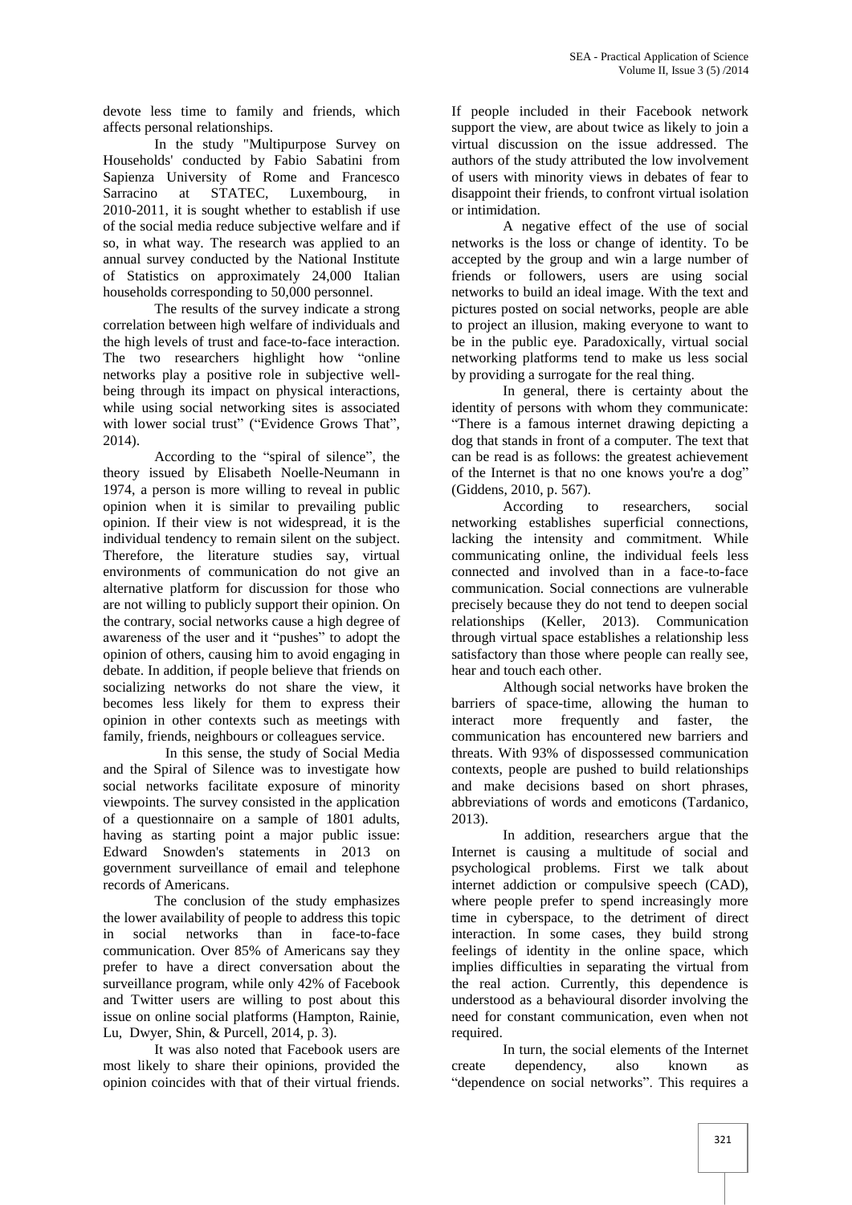devote less time to family and friends, which affects personal relationships.

In the study "Multipurpose Survey on Households' conducted by Fabio Sabatini from Sapienza University of Rome and Francesco Sarracino at STATEC, Luxembourg, in 2010-2011, it is sought whether to establish if use of the social media reduce subjective welfare and if so, in what way. The research was applied to an annual survey conducted by the National Institute of Statistics on approximately 24,000 Italian households corresponding to 50,000 personnel.

The results of the survey indicate a strong correlation between high welfare of individuals and the high levels of trust and face-to-face interaction. The two researchers highlight how "online networks play a positive role in subjective well-being through its impact on physical interactions, while using social networking sites is associated with lower social trust" ("Evidence Grows That", 2014).

According to the "spiral of silence", the theory issued by Elisabeth Noelle-Neumann in 1974, a person is more willing to reveal in public opinion when it is similar to prevailing public opinion. If their view is not widespread, it is the individual tendency to remain silent on the subject. Therefore, the literature studies say, virtual environments of communication do not give an alternative platform for discussion for those who are not willing to publicly support their opinion. On the contrary, social networks cause a high degree of awareness of the user and it "pushes" to adopt the opinion of others, causing him to avoid engaging in debate. In addition, if people believe that friends on socializing networks do not share the view, it becomes less likely for them to express their opinion in other contexts such as meetings with family, friends, neighbours or colleagues service.

In this sense, the study of Social Media and the Spiral of Silence was to investigate how social networks facilitate exposure of minority viewpoints. The survey consisted in the application of a questionnaire on a sample of 1801 adults, having as starting point a major public issue: Edward Snowden's statements in 2013 on government surveillance of email and telephone records of Americans.

The conclusion of the study emphasizes the lower availability of people to address this topic in social networks than in face-to-face communication. Over 85% of Americans say they prefer to have a direct conversation about the surveillance program, while only 42% of Facebook and Twitter users are willing to post about this issue on online social platforms (Hampton, Rainie, Lu, Dwyer, Shin, & Purcell, 2014, p. 3).

It was also noted that Facebook users are most likely to share their opinions, provided the opinion coincides with that of their virtual friends. If people included in their Facebook network support the view, are about twice as likely to join a virtual discussion on the issue addressed. The authors of the study attributed the low involvement of users with minority views in debates of fear to disappoint their friends, to confront virtual isolation or intimidation.

A negative effect of the use of social networks is the loss or change of identity. To be accepted by the group and win a large number of friends or followers, users are using social networks to build an ideal image. With the text and pictures posted on social networks, people are able to project an illusion, making everyone to want to be in the public eye. Paradoxically, virtual social networking platforms tend to make us less social by providing a surrogate for the real thing.

In general, there is certainty about the identity of persons with whom they communicate: "There is a famous internet drawing depicting a dog that stands in front of a computer. The text that can be read is as follows: the greatest achievement of the Internet is that no one knows you're a dog" (Giddens, 2010, p. 567).

According to researchers, social networking establishes superficial connections, lacking the intensity and commitment. While communicating online, the individual feels less connected and involved than in a face-to-face communication. Social connections are vulnerable precisely because they do not tend to deepen social relationships (Keller, 2013). Communication through virtual space establishes a relationship less satisfactory than those where people can really see, hear and touch each other.

Although social networks have broken the barriers of space-time, allowing the human to interact more frequently and faster, the communication has encountered new barriers and threats. With 93% of dispossessed communication contexts, people are pushed to build relationships and make decisions based on short phrases, abbreviations of words and emoticons (Tardanico, 2013).

In addition, researchers argue that the Internet is causing a multitude of social and psychological problems. First we talk about internet addiction or compulsive speech (CAD), where people prefer to spend increasingly more time in cyberspace, to the detriment of direct interaction. In some cases, they build strong feelings of identity in the online space, which implies difficulties in separating the virtual from the real action. Currently, this dependence is understood as a behavioural disorder involving the need for constant communication, even when not required.

In turn, the social elements of the Internet create dependency, also known as "dependence on social networks". This requires a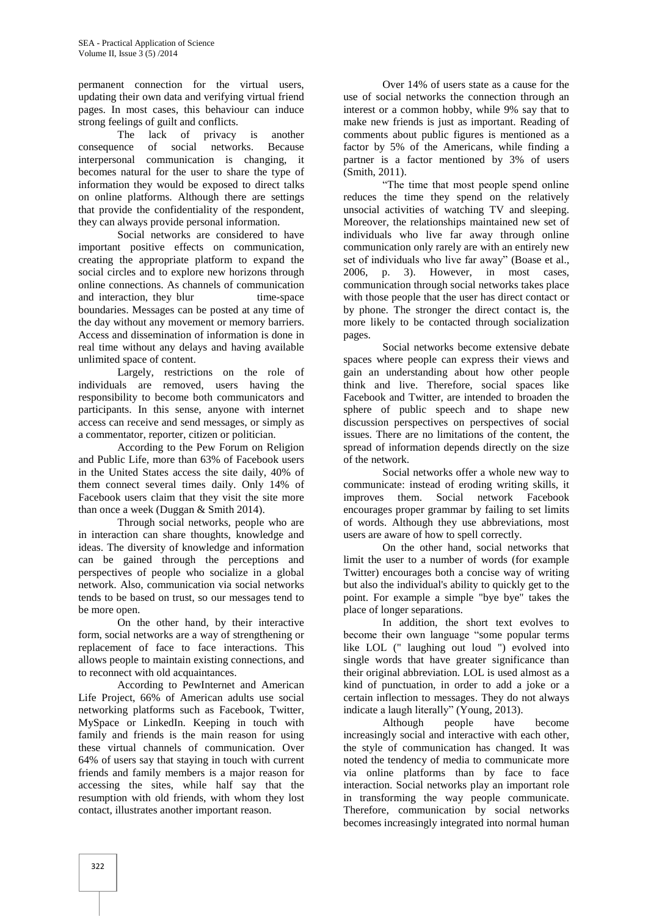permanent connection for the virtual users, updating their own data and verifying virtual friend pages. In most cases, this behaviour can induce strong feelings of guilt and conflicts.

The lack of privacy is another consequence of social networks. Because interpersonal communication is changing, it becomes natural for the user to share the type of information they would be exposed to direct talks on online platforms. Although there are settings that provide the confidentiality of the respondent, they can always provide personal information.

Social networks are considered to have important positive effects on communication, creating the appropriate platform to expand the social circles and to explore new horizons through online connections. As channels of communication and interaction, they blur time-space boundaries. Messages can be posted at any time of the day without any movement or memory barriers. Access and dissemination of information is done in real time without any delays and having available unlimited space of content.

Largely, restrictions on the role of individuals are removed, users having the responsibility to become both communicators and participants. In this sense, anyone with internet access can receive and send messages, or simply as a commentator, reporter, citizen or politician.

According to the Pew Forum on Religion and Public Life, more than 63% of Facebook users in the United States access the site daily, 40% of them connect several times daily. Only 14% of Facebook users claim that they visit the site more than once a week (Duggan & Smith 2014).

Through social networks, people who are in interaction can share thoughts, knowledge and ideas. The diversity of knowledge and information can be gained through the perceptions and perspectives of people who socialize in a global network. Also, communication via social networks tends to be based on trust, so our messages tend to be more open.

On the other hand, by their interactive form, social networks are a way of strengthening or replacement of face to face interactions. This allows people to maintain existing connections, and to reconnect with old acquaintances.

According to PewInternet and American Life Project, 66% of American adults use social networking platforms such as Facebook, Twitter, MySpace or LinkedIn. Keeping in touch with family and friends is the main reason for using these virtual channels of communication. Over 64% of users say that staying in touch with current friends and family members is a major reason for accessing the sites, while half say that the resumption with old friends, with whom they lost contact, illustrates another important reason.

Over 14% of users state as a cause for the use of social networks the connection through an interest or a common hobby, while 9% say that to make new friends is just as important. Reading of comments about public figures is mentioned as a factor by 5% of the Americans, while finding a partner is a factor mentioned by 3% of users (Smith, 2011).

"The time that most people spend online reduces the time they spend on the relatively unsocial activities of watching TV and sleeping. Moreover, the relationships maintained new set of individuals who live far away through online communication only rarely are with an entirely new set of individuals who live far away" (Boase et al., 2006, p. 3). However, in most cases, communication through social networks takes place with those people that the user has direct contact or by phone. The stronger the direct contact is, the more likely to be contacted through socialization pages.

Social networks become extensive debate spaces where people can express their views and gain an understanding about how other people think and live. Therefore, social spaces like Facebook and Twitter, are intended to broaden the sphere of public speech and to shape new discussion perspectives on perspectives of social issues. There are no limitations of the content, the spread of information depends directly on the size of the network.

Social networks offer a whole new way to communicate: instead of eroding writing skills, it improves them. Social network Facebook encourages proper grammar by failing to set limits of words. Although they use abbreviations, most users are aware of how to spell correctly.

On the other hand, social networks that limit the user to a number of words (for example Twitter) encourages both a concise way of writing but also the individual's ability to quickly get to the point. For example a simple "bye bye" takes the place of longer separations.

In addition, the short text evolves to become their own language "some popular terms like LOL (" laughing out loud ") evolved into single words that have greater significance than their original abbreviation. LOL is used almost as a kind of punctuation, in order to add a joke or a certain inflection to messages. They do not always indicate a laugh literally" (Young, 2013).

Although people have become increasingly social and interactive with each other, the style of communication has changed. It was noted the tendency of media to communicate more via online platforms than by face to face interaction. Social networks play an important role in transforming the way people communicate. Therefore, communication by social networks becomes increasingly integrated into normal human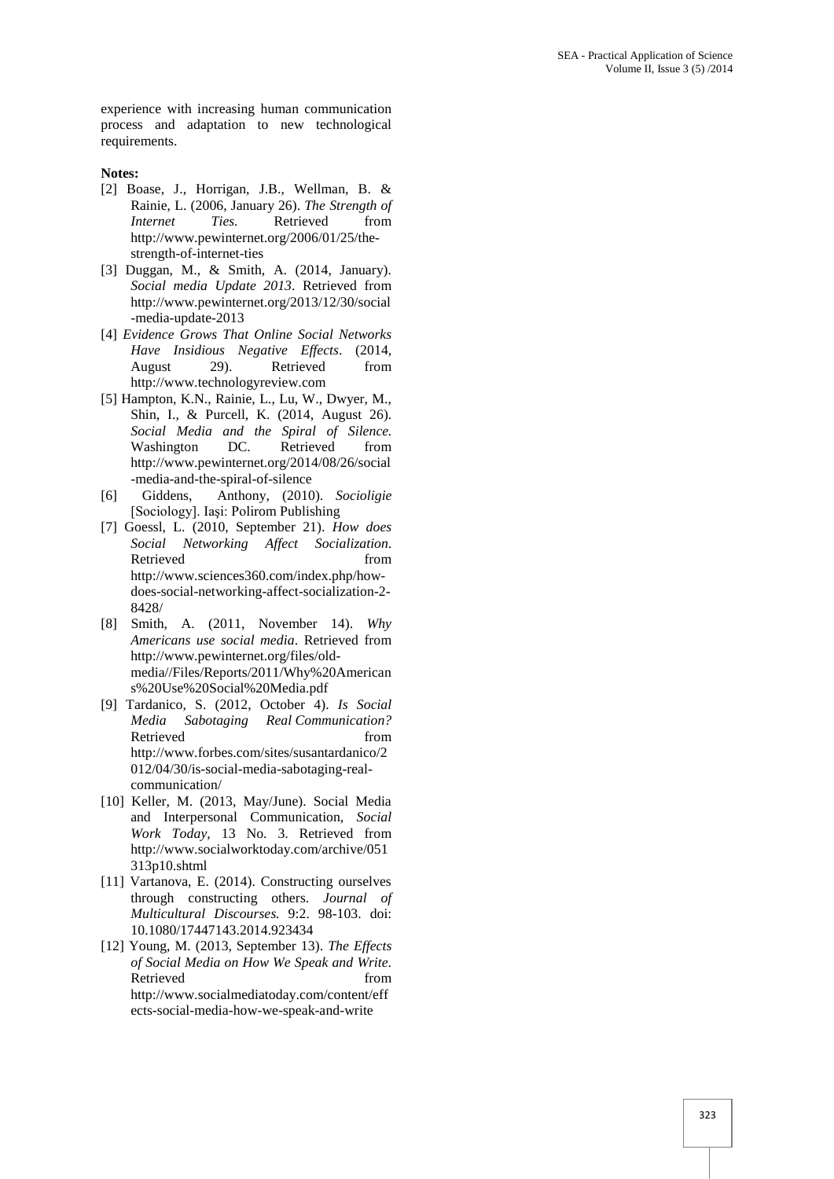experience with increasing human communication process and adaptation to new technological requirements.

**Notes:**

[2] Boase, J., Horrigan, J.B., Wellman, B. & Rainie, L. (2006, January 26). *The Strength of Internet Ties.* Retrieved from http://www.pewinternet.org/2006/01/25/the-strength-of-internet-ties

[3] Duggan, M., & Smith, A. (2014, January). *Social media Update 2013*. Retrieved from http://www.pewinternet.org/2013/12/30/social-media-update-2013

[4] *Evidence Grows That Online Social Networks Have Insidious Negative Effects*. (2014, August 29). Retrieved from http://www.technologyreview.com

[5] Hampton, K.N., Rainie, L., Lu, W., Dwyer, M., Shin, I., & Purcell, K. (2014, August 26). *Social Media and the Spiral of Silence.* Washington DC. Retrieved from http://www.pewinternet.org/2014/08/26/social-media-and-the-spiral-of-silence

[6] Giddens, Anthony, (2010). *Socioligie* [Sociology]. Iaşi: Polirom Publishing

[7] Goessl, L. (2010, September 21). *How does Social Networking Affect Socialization*. Retrieved from http://www.sciences360.com/index.php/how-does-social-networking-affect-socialization-2-8428/

[8] Smith, A. (2011, November 14). *Why Americans use social media*. Retrieved from http://www.pewinternet.org/files/old-media//Files/Reports/2011/Why%20Americans%20Use%20Social%20Media.pdf

[9] Tardanico, S. (2012, October 4). *Is Social Media Sabotaging Real Communication?* Retrieved from http://www.forbes.com/sites/susantardanico/2012/04/30/is-social-media-sabotaging-real-communication/

[10] Keller, M. (2013, May/June). Social Media and Interpersonal Communication, *Social Work Today*, 13 No. 3. Retrieved from http://www.socialworktoday.com/archive/051313p10.shtml

[11] Vartanova, E. (2014). Constructing ourselves through constructing others. *Journal of Multicultural Discourses.* 9:2. 98-103. doi: 10.1080/17447143.2014.923434

[12] Young, M. (2013, September 13). *The Effects of Social Media on How We Speak and Write*. Retrieved from http://www.socialmediatoday.com/content/effects-social-media-how-we-speak-and-write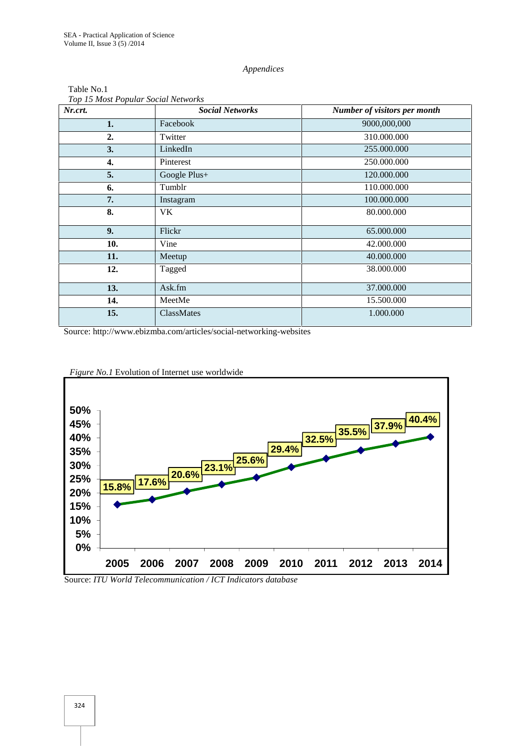*Appendices*

Table No.1

*Top 15 Most Popular Social Networks*

| *Nr.crt.* | *Social Networks* | *Number of visitors per month* |
|---|---|---|
| **1.** | Facebook | 9000,000,000 |
| **2.** | Twitter | 310.000.000 |
| **3.** | LinkedIn | 255.000.000 |
| **4.** | Pinterest | 250.000.000 |
| **5.** | Google Plus+ | 120.000.000 |
| **6.** | Tumblr | 110.000.000 |
| **7.** | Instagram | 100.000.000 |
| **8.** | VK | 80.000.000 |
| **9.** | Flickr | 65.000.000 |
| **10.** | Vine | 42.000.000 |
| **11.** | Meetup | 40.000.000 |
| **12.** | Tagged | 38.000.000 |
| **13.** | Ask.fm | 37.000.000 |
| **14.** | MeetMe | 15.500.000 |
| **15.** | ClassMates | 1.000.000 |

Source: http://www.ebizmba.com/articles/social-networking-websites

*Figure No.1* Evolution of Internet use worldwide

| Year | 2005 | 2006 | 2007 | 2008 | 2009 | 2010 | 2011 | 2012 | 2013 | 2014 |
|---|---|---|---|---|---|---|---|---|---|---|
| Internet use | 15.8% | 17.6% | 20.6% | 23.1% | 25.6% | 29.4% | 32.5% | 35.5% | 37.9% | 40.4% |

Source: *ITU World Telecommunication / ICT Indicators database*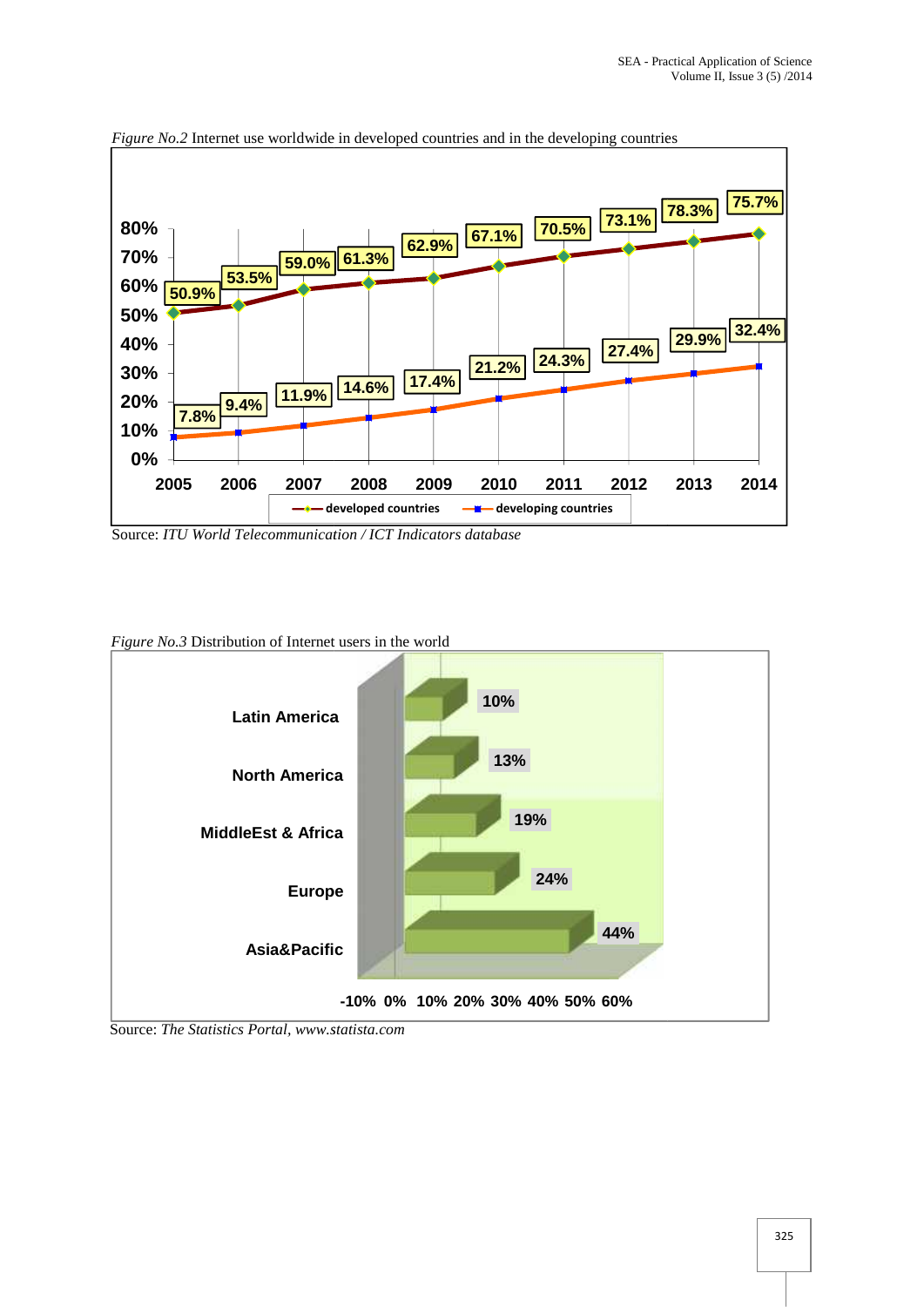*Figure No.2* Internet use worldwide in developed countries and in the developing countries

Source: *ITU World Telecommunication / ICT Indicators database*

*Figure No.3* Distribution of Internet users in the world

Source: *The Statistics Portal, www.statista.com*